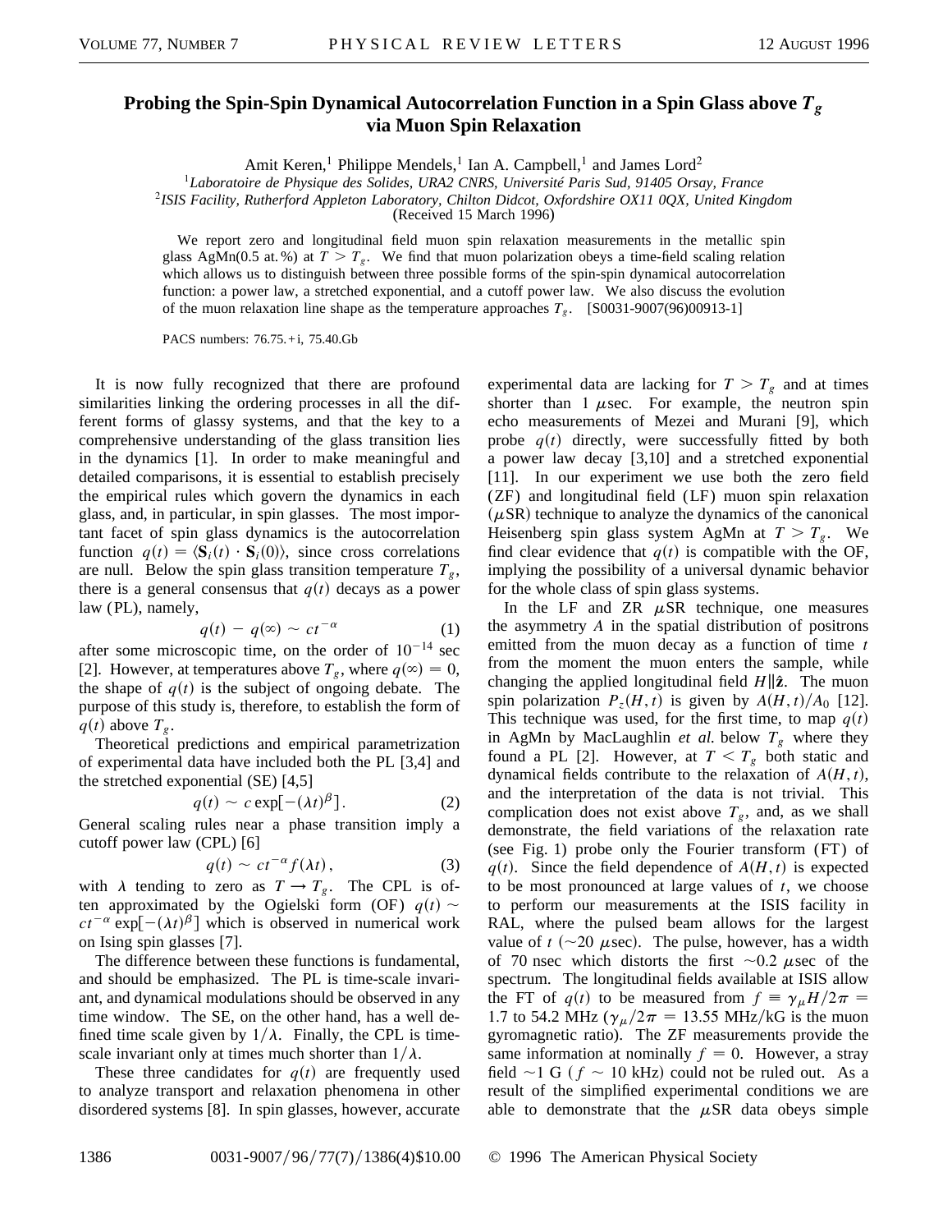# Probing the Spin-Spin Dynamical Autocorrelation Function in a Spin Glass above $T_g$ via Muon Spin Relaxation

Amit Keren,[1] Philippe Mendels,[1] Ian A. Campbell,[1] and James Lord[2]

[1]*Laboratoire de Physique des Solides, URA2 CNRS, Université Paris Sud, 91405 Orsay, France*

[2]*ISIS Facility, Rutherford Appleton Laboratory, Chilton Didcot, Oxfordshire OX11 0QX, United Kingdom*

(Received 15 March 1996)

We report zero and longitudinal field muon spin relaxation measurements in the metallic spin glass AgMn(0.5 at.%) at $T > T_g$. We find that muon polarization obeys a time-field scaling relation which allows us to distinguish between three possible forms of the spin-spin dynamical autocorrelation function: a power law, a stretched exponential, and a cutoff power law. We also discuss the evolution of the muon relaxation line shape as the temperature approaches $T_g$. [S0031-9007(96)00913-1]

PACS numbers: 76.75.+i, 75.40.Gb

It is now fully recognized that there are profound similarities linking the ordering processes in all the different forms of glassy systems, and that the key to a comprehensive understanding of the glass transition lies in the dynamics [1]. In order to make meaningful and detailed comparisons, it is essential to establish precisely the empirical rules which govern the dynamics in each glass, and, in particular, in spin glasses. The most important facet of spin glass dynamics is the autocorrelation function $q(t) = \langle \mathbf{S}_i(t) \cdot \mathbf{S}_i(0) \rangle$, since cross correlations are null. Below the spin glass transition temperature $T_g$, there is a general consensus that $q(t)$ decays as a power law (PL), namely,

$$q(t) - q(\infty) \sim ct^{-\alpha} \tag{1}$$

after some microscopic time, on the order of $10^{-14}$ sec [2]. However, at temperatures above $T_g$, where $q(\infty) = 0$, the shape of $q(t)$ is the subject of ongoing debate. The purpose of this study is, therefore, to establish the form of $q(t)$ above $T_g$.

Theoretical predictions and empirical parametrization of experimental data have included both the PL [3,4] and the stretched exponential (SE) [4,5]

$$q(t) \sim c \exp[-(\lambda t)^{\beta}]. \tag{2}$$

General scaling rules near a phase transition imply a cutoff power law (CPL) [6]

$$q(t) \sim ct^{-\alpha} f(\lambda t), \tag{3}$$

with $\lambda$ tending to zero as $T \to T_g$. The CPL is often approximated by the Ogielski form (OF) $q(t) \sim ct^{-\alpha} \exp[-(\lambda t)^{\beta}]$ which is observed in numerical work on Ising spin glasses [7].

The difference between these functions is fundamental, and should be emphasized. The PL is time-scale invariant, and dynamical modulations should be observed in any time window. The SE, on the other hand, has a well defined time scale given by $1/\lambda$. Finally, the CPL is time-scale invariant only at times much shorter than $1/\lambda$.

These three candidates for $q(t)$ are frequently used to analyze transport and relaxation phenomena in other disordered systems [8]. In spin glasses, however, accurate experimental data are lacking for $T > T_g$ and at times shorter than 1 $\mu$sec. For example, the neutron spin echo measurements of Mezei and Murani [9], which probe $q(t)$ directly, were successfully fitted by both a power law decay [3,10] and a stretched exponential [11]. In our experiment we use both the zero field (ZF) and longitudinal field (LF) muon spin relaxation ($\mu$SR) technique to analyze the dynamics of the canonical Heisenberg spin glass system AgMn at $T > T_g$. We find clear evidence that $q(t)$ is compatible with the OF, implying the possibility of a universal dynamic behavior for the whole class of spin glass systems.

In the LF and ZR $\mu$SR technique, one measures the asymmetry $A$ in the spatial distribution of positrons emitted from the muon decay as a function of time $t$ from the moment the muon enters the sample, while changing the applied longitudinal field $H \| \hat{\mathbf{z}}$. The muon spin polarization $P_z(H,t)$ is given by $A(H,t)/A_0$ [12]. This technique was used, for the first time, to map $q(t)$ in AgMn by MacLaughlin *et al.* below $T_g$ where they found a PL [2]. However, at $T < T_g$ both static and dynamical fields contribute to the relaxation of $A(H,t)$, and the interpretation of the data is not trivial. This complication does not exist above $T_g$, and, as we shall demonstrate, the field variations of the relaxation rate (see Fig. 1) probe only the Fourier transform (FT) of $q(t)$. Since the field dependence of $A(H,t)$ is expected to be most pronounced at large values of $t$, we choose to perform our measurements at the ISIS facility in RAL, where the pulsed beam allows for the largest value of $t$ (~20 $\mu$sec). The pulse, however, has a width of 70 nsec which distorts the first ~0.2 $\mu$sec of the spectrum. The longitudinal fields available at ISIS allow the FT of $q(t)$ to be measured from $f \equiv \gamma_\mu H / 2\pi =$ 1.7 to 54.2 MHz ($\gamma_\mu / 2\pi = 13.55$ MHz/kG is the muon gyromagnetic ratio). The ZF measurements provide the same information at nominally $f = 0$. However, a stray field ~1 G ($f$ ~ 10 kHz) could not be ruled out. As a result of the simplified experimental conditions we are able to demonstrate that the $\mu$SR data obeys simple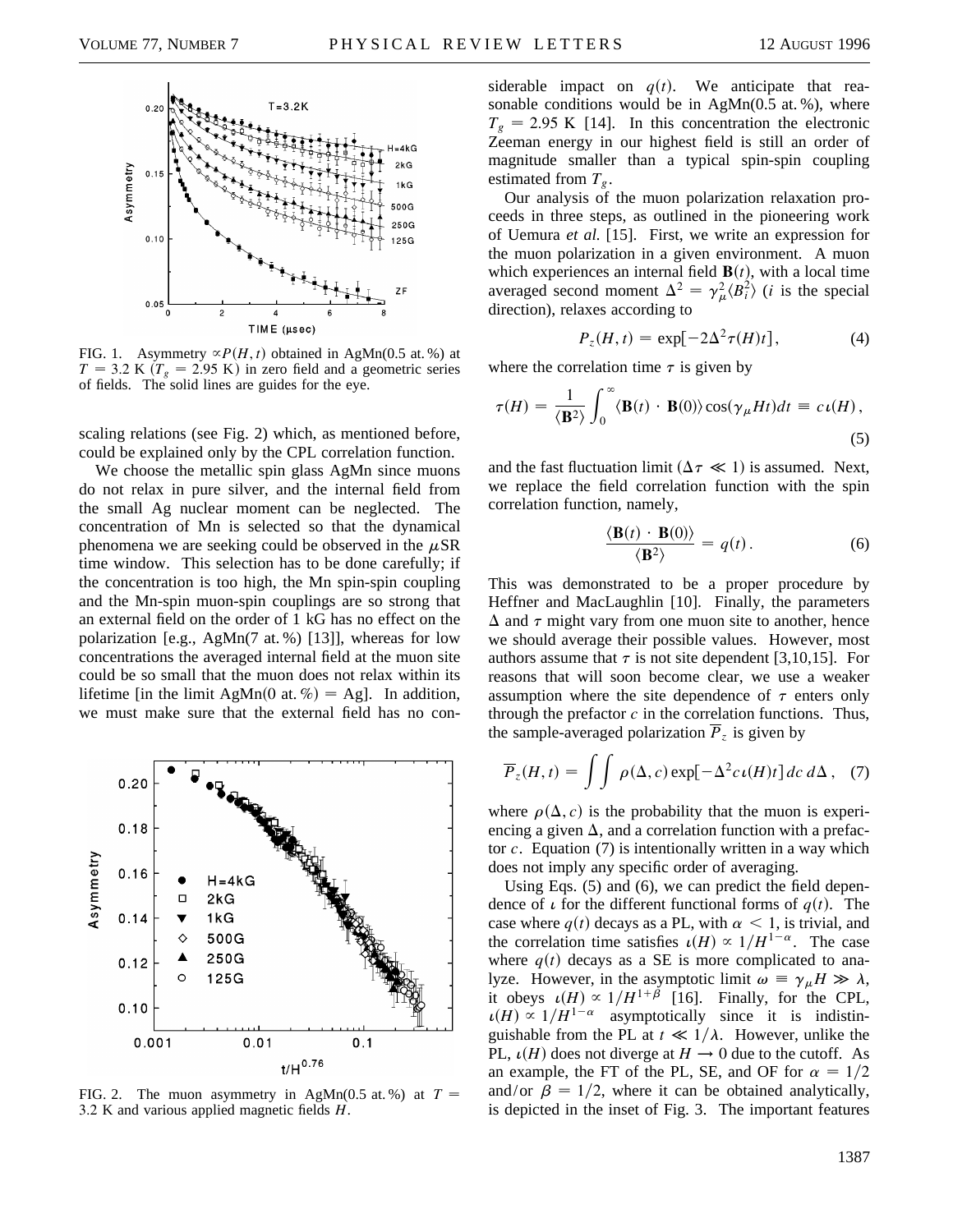FIG. 1. Asymmetry $\propto P(H,t)$ obtained in AgMn(0.5 at. %) at $T = 3.2$ K ($T_g = 2.95$ K) in zero field and a geometric series of fields. The solid lines are guides for the eye.

scaling relations (see Fig. 2) which, as mentioned before, could be explained only by the CPL correlation function.

We choose the metallic spin glass AgMn since muons do not relax in pure silver, and the internal field from the small Ag nuclear moment can be neglected. The concentration of Mn is selected so that the dynamical phenomena we are seeking could be observed in the $\mu$SR time window. This selection has to be done carefully; if the concentration is too high, the Mn spin-spin coupling and the Mn-spin muon-spin couplings are so strong that an external field on the order of 1 kG has no effect on the polarization [e.g., AgMn(7 at. %) [13]], whereas for low concentrations the averaged internal field at the muon site could be so small that the muon does not relax within its lifetime [in the limit AgMn(0 at. %) = Ag]. In addition, we must make sure that the external field has no considerable impact on $q(t)$. We anticipate that reasonable conditions would be in AgMn(0.5 at. %), where $T_g = 2.95$ K [14]. In this concentration the electronic Zeeman energy in our highest field is still an order of magnitude smaller than a typical spin-spin coupling estimated from $T_g$.

FIG. 2. The muon asymmetry in AgMn(0.5 at. %) at $T = 3.2$ K and various applied magnetic fields $H$.

Our analysis of the muon polarization relaxation proceeds in three steps, as outlined in the pioneering work of Uemura *et al.* [15]. First, we write an expression for the muon polarization in a given environment. A muon which experiences an internal field $\mathbf{B}(t)$, with a local time averaged second moment $\Delta^2 = \gamma_\mu^2 \langle B_i^2 \rangle$ ($i$ is the special direction), relaxes according to

$$P_z(H,t) = \exp[-2\Delta^2 \tau(H) t], \quad (4)$$

where the correlation time $\tau$ is given by

$$\tau(H) = \frac{1}{\langle \mathbf{B}^2 \rangle} \int_0^\infty \langle \mathbf{B}(t) \cdot \mathbf{B}(0) \rangle \cos(\gamma_\mu H t) dt \equiv c\,\iota(H), \quad (5)$$

and the fast fluctuation limit ($\Delta\tau \ll 1$) is assumed. Next, we replace the field correlation function with the spin correlation function, namely,

$$\frac{\langle \mathbf{B}(t) \cdot \mathbf{B}(0) \rangle}{\langle \mathbf{B}^2 \rangle} = q(t). \quad (6)$$

This was demonstrated to be a proper procedure by Heffner and MacLaughlin [10]. Finally, the parameters $\Delta$ and $\tau$ might vary from one muon site to another, hence we should average their possible values. However, most authors assume that $\tau$ is not site dependent [3,10,15]. For reasons that will soon become clear, we use a weaker assumption where the site dependence of $\tau$ enters only through the prefactor $c$ in the correlation functions. Thus, the sample-averaged polarization $\overline{P}_z$ is given by

$$\overline{P}_z(H,t) = \int\int \rho(\Delta, c) \exp[-\Delta^2 c\,\iota(H) t]\, dc\, d\Delta, \quad (7)$$

where $\rho(\Delta, c)$ is the probability that the muon is experiencing a given $\Delta$, and a correlation function with a prefactor $c$. Equation (7) is intentionally written in a way which does not imply any specific order of averaging.

Using Eqs. (5) and (6), we can predict the field dependence of $\iota$ for the different functional forms of $q(t)$. The case where $q(t)$ decays as a PL, with $\alpha < 1$, is trivial, and the correlation time satisfies $\iota(H) \propto 1/H^{1-\alpha}$. The case where $q(t)$ decays as a SE is more complicated to analyze. However, in the asymptotic limit $\omega \equiv \gamma_\mu H \gg \lambda$, it obeys $\iota(H) \propto 1/H^{1+\beta}$ [16]. Finally, for the CPL, $\iota(H) \propto 1/H^{1-\alpha}$ asymptotically since it is indistinguishable from the PL at $t \ll 1/\lambda$. However, unlike the PL, $\iota(H)$ does not diverge at $H \to 0$ due to the cutoff. As an example, the FT of the PL, SE, and OF for $\alpha = 1/2$ and/or $\beta = 1/2$, where it can be obtained analytically, is depicted in the inset of Fig. 3. The important features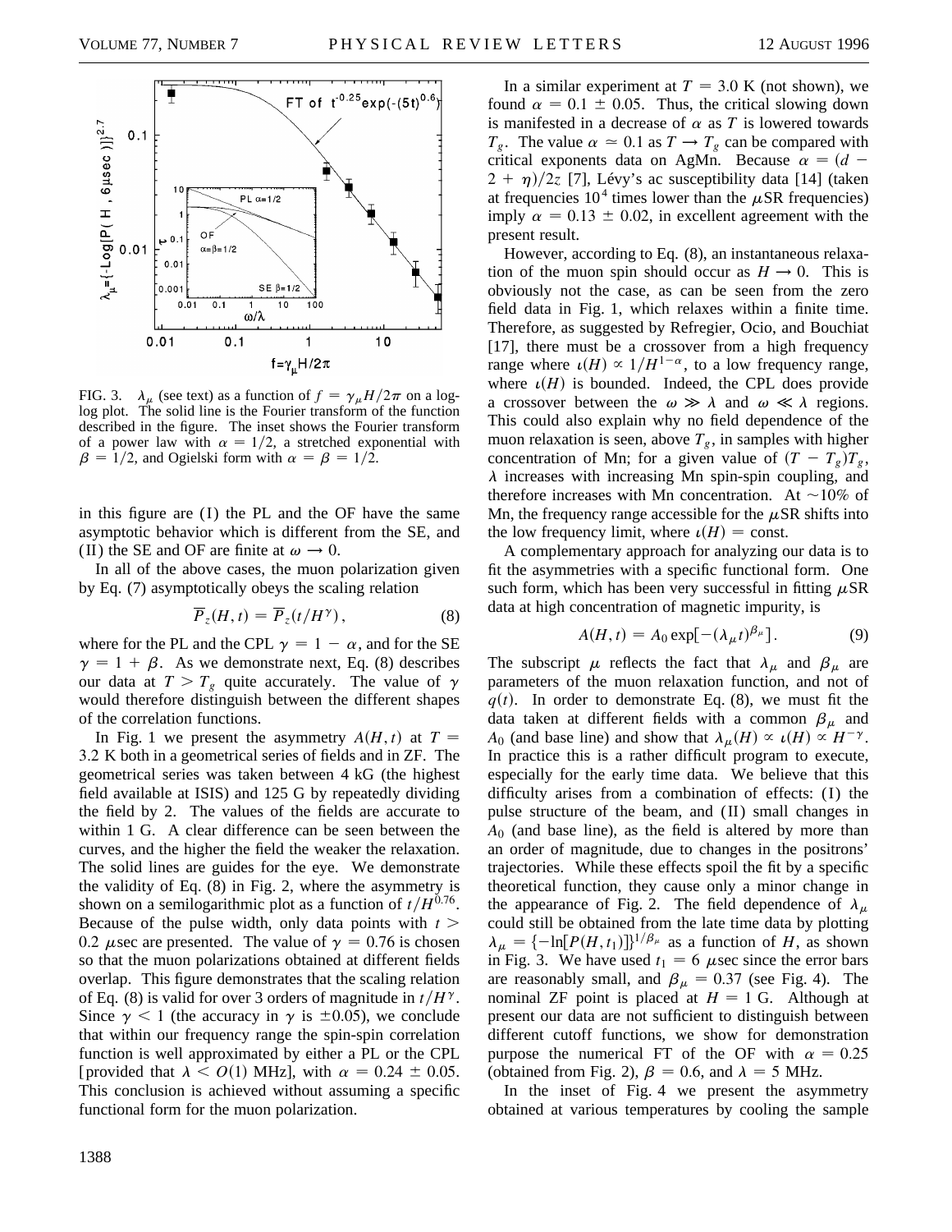FIG. 3. $\lambda_\mu$ (see text) as a function of $f = \gamma_\mu H/2\pi$ on a log-log plot. The solid line is the Fourier transform of the function described in the figure. The inset shows the Fourier transform of a power law with $\alpha = 1/2$, a stretched exponential with $\beta = 1/2$, and Ogielski form with $\alpha = \beta = 1/2$.

in this figure are (I) the PL and the OF have the same asymptotic behavior which is different from the SE, and (II) the SE and OF are finite at $\omega \to 0$.

In all of the above cases, the muon polarization given by Eq. (7) asymptotically obeys the scaling relation

$$\overline{P}_z(H,t) = \overline{P}_z(t/H^\gamma), \tag{8}$$

where for the PL and the CPL $\gamma = 1 - \alpha$, and for the SE $\gamma = 1 + \beta$. As we demonstrate next, Eq. (8) describes our data at $T > T_g$ quite accurately. The value of $\gamma$ would therefore distinguish between the different shapes of the correlation functions.

In Fig. 1 we present the asymmetry $A(H,t)$ at $T = 3.2$ K both in a geometrical series of fields and in ZF. The geometrical series was taken between 4 kG (the highest field available at ISIS) and 125 G by repeatedly dividing the field by 2. The values of the fields are accurate to within 1 G. A clear difference can be seen between the curves, and the higher the field the weaker the relaxation. The solid lines are guides for the eye. We demonstrate the validity of Eq. (8) in Fig. 2, where the asymmetry is shown on a semilogarithmic plot as a function of $t/H^{0.76}$. Because of the pulse width, only data points with $t > 0.2$ $\mu$sec are presented. The value of $\gamma = 0.76$ is chosen so that the muon polarizations obtained at different fields overlap. This figure demonstrates that the scaling relation of Eq. (8) is valid for over 3 orders of magnitude in $t/H^\gamma$. Since $\gamma < 1$ (the accuracy in $\gamma$ is $\pm 0.05$), we conclude that within our frequency range the spin-spin correlation function is well approximated by either a PL or the CPL [provided that $\lambda < O(1)$ MHz], with $\alpha = 0.24 \pm 0.05$. This conclusion is achieved without assuming a specific functional form for the muon polarization.

In a similar experiment at $T = 3.0$ K (not shown), we found $\alpha = 0.1 \pm 0.05$. Thus, the critical slowing down is manifested in a decrease of $\alpha$ as $T$ is lowered towards $T_g$. The value $\alpha \simeq 0.1$ as $T \to T_g$ can be compared with critical exponents data on AgMn. Because $\alpha = (d - 2 + \eta)/2z$ [7], Lévy's ac susceptibility data [14] (taken at frequencies $10^4$ times lower than the $\mu$SR frequencies) imply $\alpha = 0.13 \pm 0.02$, in excellent agreement with the present result.

However, according to Eq. (8), an instantaneous relaxation of the muon spin should occur as $H \to 0$. This is obviously not the case, as can be seen from the zero field data in Fig. 1, which relaxes within a finite time. Therefore, as suggested by Refregier, Ocio, and Bouchiat [17], there must be a crossover from a high frequency range where $\iota(H) \propto 1/H^{1-\alpha}$, to a low frequency range, where $\iota(H)$ is bounded. Indeed, the CPL does provide a crossover between the $\omega \gg \lambda$ and $\omega \ll \lambda$ regions. This could also explain why no field dependence of the muon relaxation is seen, above $T_g$, in samples with higher concentration of Mn; for a given value of $(T - T_g)T_g$, $\lambda$ increases with increasing Mn spin-spin coupling, and therefore increases with Mn concentration. At $\sim$10% of Mn, the frequency range accessible for the $\mu$SR shifts into the low frequency limit, where $\iota(H) = \text{const}$.

A complementary approach for analyzing our data is to fit the asymmetries with a specific functional form. One such form, which has been very successful in fitting $\mu$SR data at high concentration of magnetic impurity, is

$$A(H,t) = A_0 \exp[-(\lambda_\mu t)^{\beta_\mu}]. \tag{9}$$

The subscript $\mu$ reflects the fact that $\lambda_\mu$ and $\beta_\mu$ are parameters of the muon relaxation function, and not of $q(t)$. In order to demonstrate Eq. (8), we must fit the data taken at different fields with a common $\beta_\mu$ and $A_0$ (and base line) and show that $\lambda_\mu(H) \propto \iota(H) \propto H^{-\gamma}$. In practice this is a rather difficult program to execute, especially for the early time data. We believe that this difficulty arises from a combination of effects: (I) the pulse structure of the beam, and (II) small changes in $A_0$ (and base line), as the field is altered by more than an order of magnitude, due to changes in the positrons' trajectories. While these effects spoil the fit by a specific theoretical function, they cause only a minor change in the appearance of Fig. 2. The field dependence of $\lambda_\mu$ could still be obtained from the late time data by plotting $\lambda_\mu = \{-\ln[P(H,t_1)]\}^{1/\beta_\mu}$ as a function of $H$, as shown in Fig. 3. We have used $t_1 = 6$ $\mu$sec since the error bars are reasonably small, and $\beta_\mu = 0.37$ (see Fig. 4). The nominal ZF point is placed at $H = 1$ G. Although at present our data are not sufficient to distinguish between different cutoff functions, we show for demonstration purpose the numerical FT of the OF with $\alpha = 0.25$ (obtained from Fig. 2), $\beta = 0.6$, and $\lambda = 5$ MHz.

In the inset of Fig. 4 we present the asymmetry obtained at various temperatures by cooling the sample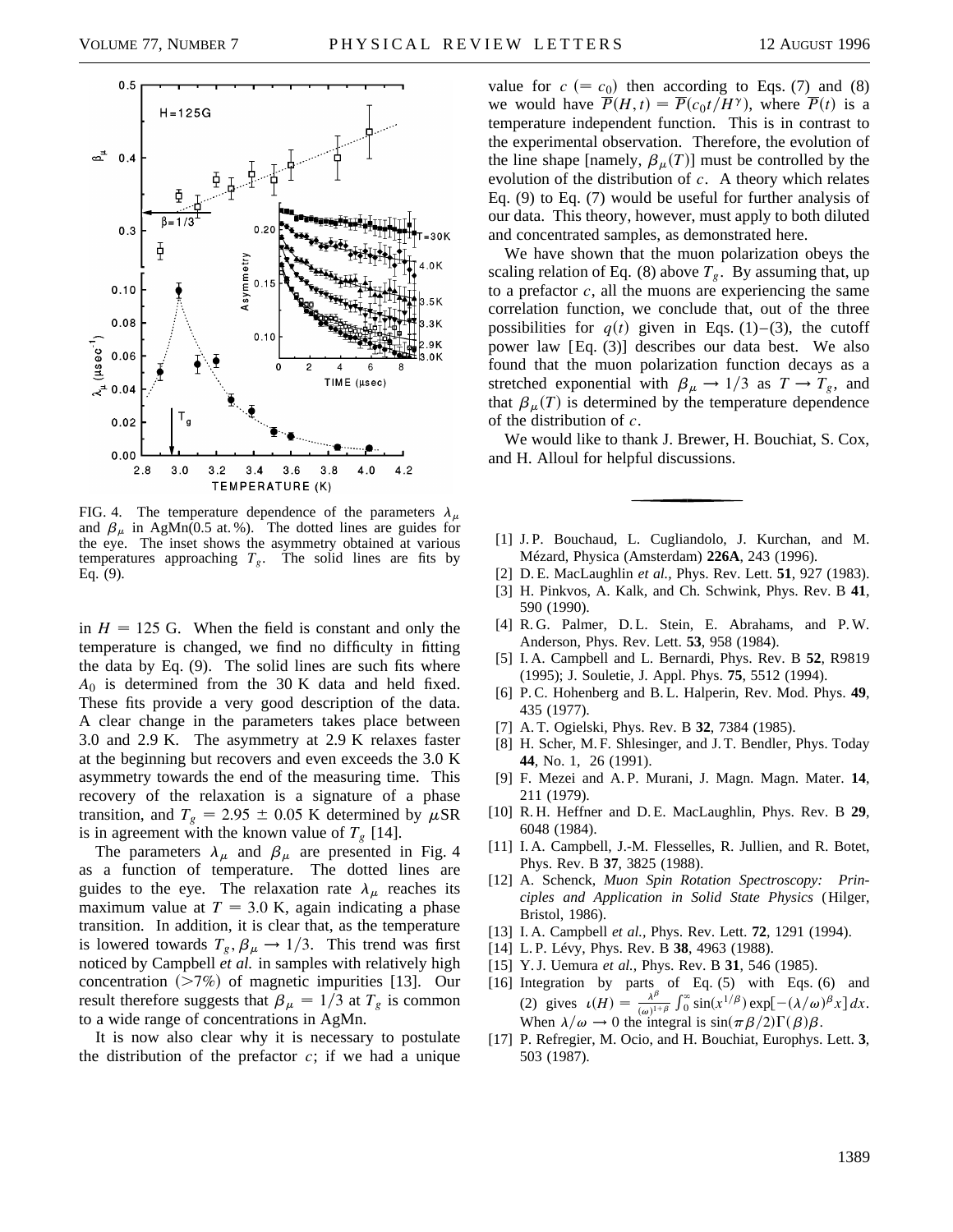H=125G

$\beta_\mu$

$\beta$=1/3

$\lambda_\mu$ (μsec$^{-1}$)

$T_g$

TEMPERATURE (K)

Asymmetry

TIME (μsec)

T=30K

4.0K

3.5K

3.3K

2.9K

3.0K

FIG. 4. The temperature dependence of the parameters $\lambda_\mu$ and $\beta_\mu$ in AgMn(0.5 at. %). The dotted lines are guides for the eye. The inset shows the asymmetry obtained at various temperatures approaching $T_g$. The solid lines are fits by Eq. (9).

in $H = 125$ G. When the field is constant and only the temperature is changed, we find no difficulty in fitting the data by Eq. (9). The solid lines are such fits where $A_0$ is determined from the 30 K data and held fixed. These fits provide a very good description of the data. A clear change in the parameters takes place between 3.0 and 2.9 K. The asymmetry at 2.9 K relaxes faster at the beginning but recovers and even exceeds the 3.0 K asymmetry towards the end of the measuring time. This recovery of the relaxation is a signature of a phase transition, and $T_g = 2.95 \pm 0.05$ K determined by $\mu$SR is in agreement with the known value of $T_g$ [14].

The parameters $\lambda_\mu$ and $\beta_\mu$ are presented in Fig. 4 as a function of temperature. The dotted lines are guides to the eye. The relaxation rate $\lambda_\mu$ reaches its maximum value at $T = 3.0$ K, again indicating a phase transition. In addition, it is clear that, as the temperature is lowered towards $T_g$, $\beta_\mu \to 1/3$. This trend was first noticed by Campbell *et al.* in samples with relatively high concentration (>7%) of magnetic impurities [13]. Our result therefore suggests that $\beta_\mu = 1/3$ at $T_g$ is common to a wide range of concentrations in AgMn.

It is now also clear why it is necessary to postulate the distribution of the prefactor $c$; if we had a unique value for $c$ ($= c_0$) then according to Eqs. (7) and (8) we would have $\overline{P}(H,t) = \overline{P}(c_0 t/H^\gamma)$, where $\overline{P}(t)$ is a temperature independent function. This is in contrast to the experimental observation. Therefore, the evolution of the line shape [namely, $\beta_\mu(T)$] must be controlled by the evolution of the distribution of $c$. A theory which relates Eq. (9) to Eq. (7) would be useful for further analysis of our data. This theory, however, must apply to both diluted and concentrated samples, as demonstrated here.

We have shown that the muon polarization obeys the scaling relation of Eq. (8) above $T_g$. By assuming that, up to a prefactor $c$, all the muons are experiencing the same correlation function, we conclude that, out of the three possibilities for $q(t)$ given in Eqs. (1)–(3), the cutoff power law [Eq. (3)] describes our data best. We also found that the muon polarization function decays as a stretched exponential with $\beta_\mu \to 1/3$ as $T \to T_g$, and that $\beta_\mu(T)$ is determined by the temperature dependence of the distribution of $c$.

We would like to thank J. Brewer, H. Bouchiat, S. Cox, and H. Alloul for helpful discussions.

---

[1] J. P. Bouchaud, L. Cugliandolo, J. Kurchan, and M. Mézard, Physica (Amsterdam) **226A**, 243 (1996).

[2] D. E. MacLaughlin *et al.*, Phys. Rev. Lett. **51**, 927 (1983).

[3] H. Pinkvos, A. Kalk, and Ch. Schwink, Phys. Rev. B **41**, 590 (1990).

[4] R. G. Palmer, D. L. Stein, E. Abrahams, and P. W. Anderson, Phys. Rev. Lett. **53**, 958 (1984).

[5] I. A. Campbell and L. Bernardi, Phys. Rev. B **52**, R9819 (1995); J. Souletie, J. Appl. Phys. **75**, 5512 (1994).

[6] P. C. Hohenberg and B. L. Halperin, Rev. Mod. Phys. **49**, 435 (1977).

[7] A. T. Ogielski, Phys. Rev. B **32**, 7384 (1985).

[8] H. Scher, M. F. Shlesinger, and J. T. Bendler, Phys. Today **44**, No. 1, 26 (1991).

[9] F. Mezei and A. P. Murani, J. Magn. Magn. Mater. **14**, 211 (1979).

[10] R. H. Heffner and D. E. MacLaughlin, Phys. Rev. B **29**, 6048 (1984).

[11] I. A. Campbell, J.-M. Flesselles, R. Jullien, and R. Botet, Phys. Rev. B **37**, 3825 (1988).

[12] A. Schenck, *Muon Spin Rotation Spectroscopy: Principles and Application in Solid State Physics* (Hilger, Bristol, 1986).

[13] I. A. Campbell *et al.*, Phys. Rev. Lett. **72**, 1291 (1994).

[14] L. P. Lévy, Phys. Rev. B **38**, 4963 (1988).

[15] Y. J. Uemura *et al.*, Phys. Rev. B **31**, 546 (1985).

[16] Integration by parts of Eq. (5) with Eqs. (6) and (2) gives $\iota(H) = \frac{\lambda^\beta}{(\omega)^{1+\beta}} \int_0^\infty \sin(x^{1/\beta}) \exp[-(\lambda/\omega)^\beta x]\, dx$. When $\lambda/\omega \to 0$ the integral is $\sin(\pi\beta/2)\Gamma(\beta)\beta$.

[17] P. Refregier, M. Ocio, and H. Bouchiat, Europhys. Lett. **3**, 503 (1987).